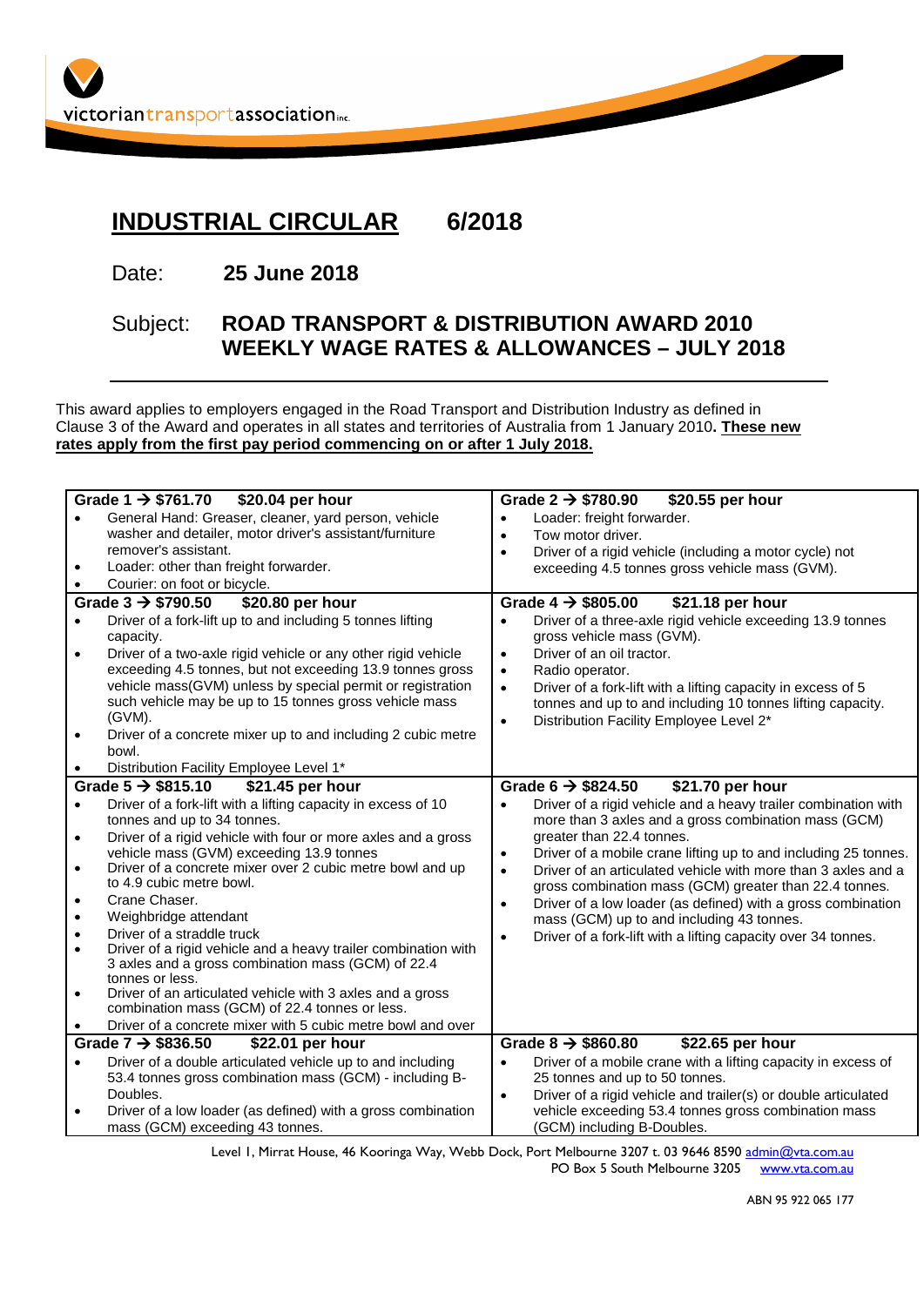victoriantransportassociation inc.

# INDUSTRIAL CIRCULAR 6/2018

Date: **25 June 2018**

Subject: **ROAD TRANSPORT & DISTRIBUTION AWARD 2010 WEEKLY WAGE RATES & ALLOWANCES – JULY 2018**

---

This award applies to employers engaged in the Road Transport and Distribution Industry as defined in Clause 3 of the Award and operates in all states and territories of Australia from 1 January 2010**. These new rates apply from the first pay period commencing on or after 1 July 2018.**

| **Grade 1 → $761.70 $20.04 per hour** | **Grade 2 → $780.90 $20.55 per hour** |
|---|---|
| • General Hand: Greaser, cleaner, yard person, vehicle washer and detailer, motor driver's assistant/furniture remover's assistant.<br>• Loader: other than freight forwarder.<br>• Courier: on foot or bicycle. | • Loader: freight forwarder.<br>• Tow motor driver.<br>• Driver of a rigid vehicle (including a motor cycle) not exceeding 4.5 tonnes gross vehicle mass (GVM). |
| **Grade 3 → $790.50 $20.80 per hour** | **Grade 4 → $805.00 $21.18 per hour** |
| • Driver of a fork-lift up to and including 5 tonnes lifting capacity.<br>• Driver of a two-axle rigid vehicle or any other rigid vehicle exceeding 4.5 tonnes, but not exceeding 13.9 tonnes gross vehicle mass(GVM) unless by special permit or registration such vehicle may be up to 15 tonnes gross vehicle mass (GVM).<br>• Driver of a concrete mixer up to and including 2 cubic metre bowl.<br>• Distribution Facility Employee Level 1* | • Driver of a three-axle rigid vehicle exceeding 13.9 tonnes gross vehicle mass (GVM).<br>• Driver of an oil tractor.<br>• Radio operator.<br>• Driver of a fork-lift with a lifting capacity in excess of 5 tonnes and up to and including 10 tonnes lifting capacity.<br>• Distribution Facility Employee Level 2* |
| **Grade 5 → $815.10 $21.45 per hour** | **Grade 6 → $824.50 $21.70 per hour** |
| • Driver of a fork-lift with a lifting capacity in excess of 10 tonnes and up to 34 tonnes.<br>• Driver of a rigid vehicle with four or more axles and a gross vehicle mass (GVM) exceeding 13.9 tonnes<br>• Driver of a concrete mixer over 2 cubic metre bowl and up to 4.9 cubic metre bowl.<br>• Crane Chaser.<br>• Weighbridge attendant<br>• Driver of a straddle truck<br>• Driver of a rigid vehicle and a heavy trailer combination with 3 axles and a gross combination mass (GCM) of 22.4 tonnes or less.<br>• Driver of an articulated vehicle with 3 axles and a gross combination mass (GCM) of 22.4 tonnes or less.<br>• Driver of a concrete mixer with 5 cubic metre bowl and over | • Driver of a rigid vehicle and a heavy trailer combination with more than 3 axles and a gross combination mass (GCM) greater than 22.4 tonnes.<br>• Driver of a mobile crane lifting up to and including 25 tonnes.<br>• Driver of an articulated vehicle with more than 3 axles and a gross combination mass (GCM) greater than 22.4 tonnes.<br>• Driver of a low loader (as defined) with a gross combination mass (GCM) up to and including 43 tonnes.<br>• Driver of a fork-lift with a lifting capacity over 34 tonnes. |
| **Grade 7 → $836.50 $22.01 per hour** | **Grade 8 → $860.80 $22.65 per hour** |
| • Driver of a double articulated vehicle up to and including 53.4 tonnes gross combination mass (GCM) - including B-Doubles.<br>• Driver of a low loader (as defined) with a gross combination mass (GCM) exceeding 43 tonnes. | • Driver of a mobile crane with a lifting capacity in excess of 25 tonnes and up to 50 tonnes.<br>• Driver of a rigid vehicle and trailer(s) or double articulated vehicle exceeding 53.4 tonnes gross combination mass (GCM) including B-Doubles. |

Level 1, Mirrat House, 46 Kooringa Way, Webb Dock, Port Melbourne 3207 t. 03 9646 8590 admin@vta.com.au
PO Box 5 South Melbourne 3205 www.vta.com.au

ABN 95 922 065 177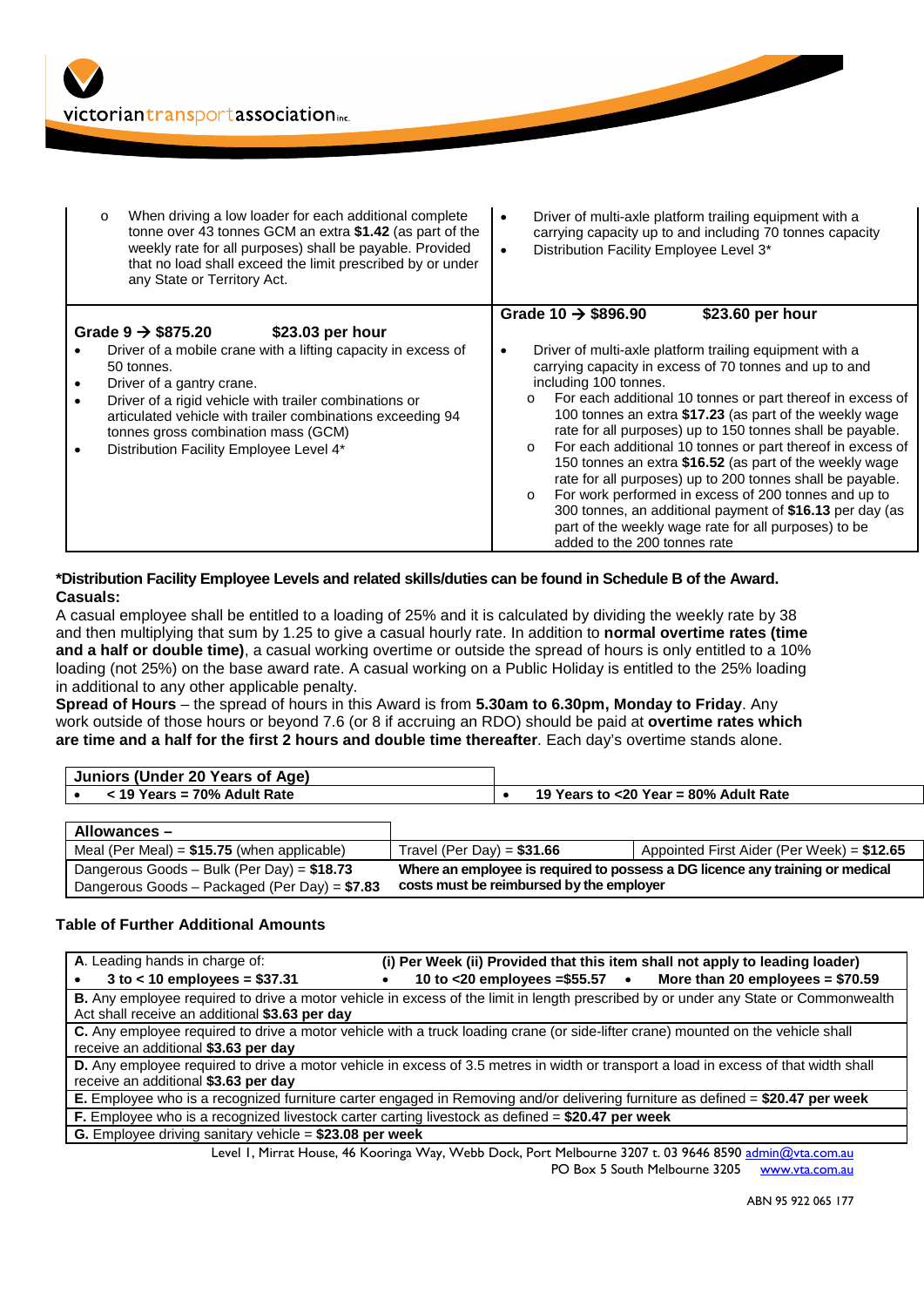| | |
|---|---|
| o When driving a low loader for each additional complete tonne over 43 tonnes GCM an extra **$1.42** (as part of the weekly rate for all purposes) shall be payable. Provided that no load shall exceed the limit prescribed by or under any State or Territory Act. | • Driver of multi-axle platform trailing equipment with a carrying capacity up to and including 70 tonnes capacity<br>• Distribution Facility Employee Level 3* |
| **Grade 9 → $875.20 $23.03 per hour**<br>• Driver of a mobile crane with a lifting capacity in excess of 50 tonnes.<br>• Driver of a gantry crane.<br>• Driver of a rigid vehicle with trailer combinations or articulated vehicle with trailer combinations exceeding 94 tonnes gross combination mass (GCM)<br>• Distribution Facility Employee Level 4* | **Grade 10 → $896.90 $23.60 per hour**<br>• Driver of multi-axle platform trailing equipment with a carrying capacity in excess of 70 tonnes and up to and including 100 tonnes.<br>o For each additional 10 tonnes or part thereof in excess of 100 tonnes an extra **$17.23** (as part of the weekly wage rate for all purposes) up to 150 tonnes shall be payable.<br>o For each additional 10 tonnes or part thereof in excess of 150 tonnes an extra **$16.52** (as part of the weekly wage rate for all purposes) up to 200 tonnes shall be payable.<br>o For work performed in excess of 200 tonnes and up to 300 tonnes, an additional payment of **$16.13** per day (as part of the weekly wage rate for all purposes) to be added to the 200 tonnes rate |

**\*Distribution Facility Employee Levels and related skills/duties can be found in Schedule B of the Award.**

**Casuals:**

A casual employee shall be entitled to a loading of 25% and it is calculated by dividing the weekly rate by 38 and then multiplying that sum by 1.25 to give a casual hourly rate. In addition to **normal overtime rates (time and a half or double time)**, a casual working overtime or outside the spread of hours is only entitled to a 10% loading (not 25%) on the base award rate. A casual working on a Public Holiday is entitled to the 25% loading in additional to any other applicable penalty.

**Spread of Hours** – the spread of hours in this Award is from **5.30am to 6.30pm, Monday to Friday**. Any work outside of those hours or beyond 7.6 (or 8 if accruing an RDO) should be paid at **overtime rates which are time and a half for the first 2 hours and double time thereafter**. Each day's overtime stands alone.

| **Juniors (Under 20 Years of Age)** | |
|---|---|
| • **< 19 Years = 70% Adult Rate** | • **19 Years to <20 Year = 80% Adult Rate** |

| **Allowances –** | | |
|---|---|---|
| Meal (Per Meal) = **$15.75** (when applicable) | Travel (Per Day) = **$31.66** | Appointed First Aider (Per Week) = **$12.65** |
| Dangerous Goods – Bulk (Per Day) = **$18.73**<br>Dangerous Goods – Packaged (Per Day) = **$7.83** | **Where an employee is required to possess a DG licence any training or medical costs must be reimbursed by the employer** | |

**Table of Further Additional Amounts**

| | | |
|---|---|---|
| **A.** Leading hands in charge of: | **(i) Per Week (ii) Provided that this item shall not apply to leading loader)** | |
| • **3 to < 10 employees = $37.31** | • **10 to <20 employees =$55.57** | • **More than 20 employees = $70.59** |
| **B.** Any employee required to drive a motor vehicle in excess of the limit in length prescribed by or under any State or Commonwealth Act shall receive an additional **$3.63 per day** | | |
| **C.** Any employee required to drive a motor vehicle with a truck loading crane (or side-lifter crane) mounted on the vehicle shall receive an additional **$3.63 per day** | | |
| **D.** Any employee required to drive a motor vehicle in excess of 3.5 metres in width or transport a load in excess of that width shall receive an additional **$3.63 per day** | | |
| **E.** Employee who is a recognized furniture carter engaged in Removing and/or delivering furniture as defined = **$20.47 per week** | | |
| **F.** Employee who is a recognized livestock carter carting livestock as defined = **$20.47 per week** | | |
| **G.** Employee driving sanitary vehicle = **$23.08 per week** | | |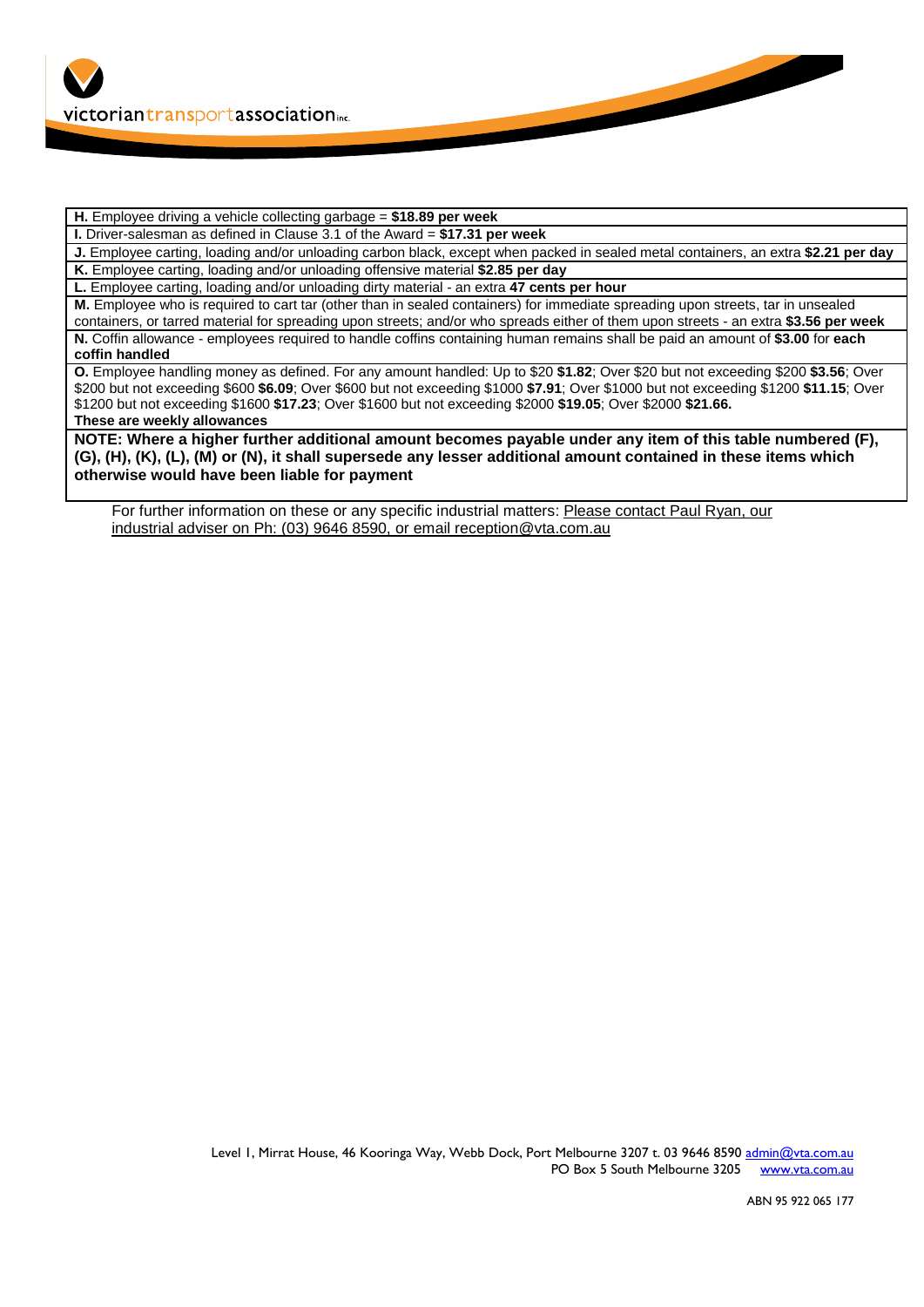| |
|---|
| **H.** Employee driving a vehicle collecting garbage = **$18.89 per week** |
| **I.** Driver-salesman as defined in Clause 3.1 of the Award = **$17.31 per week** |
| **J.** Employee carting, loading and/or unloading carbon black, except when packed in sealed metal containers, an extra **$2.21 per day** |
| **K.** Employee carting, loading and/or unloading offensive material **$2.85 per day** |
| **L.** Employee carting, loading and/or unloading dirty material - an extra **47 cents per hour** |
| **M.** Employee who is required to cart tar (other than in sealed containers) for immediate spreading upon streets, tar in unsealed containers, or tarred material for spreading upon streets; and/or who spreads either of them upon streets - an extra **$3.56 per week** |
| **N.** Coffin allowance - employees required to handle coffins containing human remains shall be paid an amount of **$3.00** for **each coffin handled** |
| **O.** Employee handling money as defined. For any amount handled: Up to $20 **$1.82**; Over $20 but not exceeding $200 **$3.56**; Over $200 but not exceeding $600 **$6.09**; Over $600 but not exceeding $1000 **$7.91**; Over $1000 but not exceeding $1200 **$11.15**; Over $1200 but not exceeding $1600 **$17.23**; Over $1600 but not exceeding $2000 **$19.05**; Over $2000 **$21.66.** **These are weekly allowances** |
| **NOTE: Where a higher further additional amount becomes payable under any item of this table numbered (F), (G), (H), (K), (L), (M) or (N), it shall supersede any lesser additional amount contained in these items which otherwise would have been liable for payment** |

For further information on these or any specific industrial matters: Please contact Paul Ryan, our industrial adviser on Ph: (03) 9646 8590, or email reception@vta.com.au

Level 1, Mirrat House, 46 Kooringa Way, Webb Dock, Port Melbourne 3207 t. 03 9646 8590 admin@vta.com.au
PO Box 5 South Melbourne 3205 www.vta.com.au

ABN 95 922 065 177